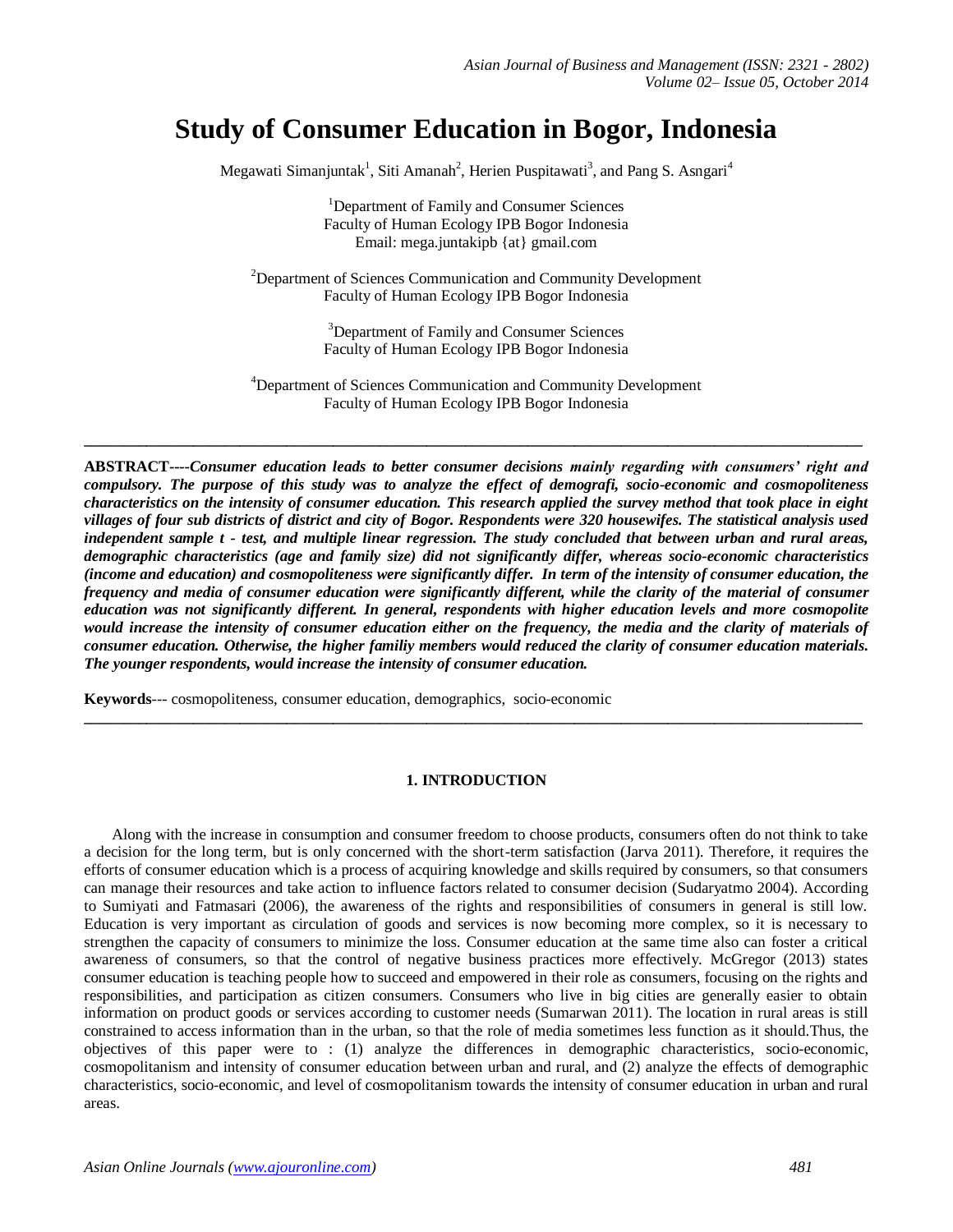# Study of Consumer Education in Bogor, Indonesia

Megawati Simanjuntak[1], Siti Amanah[2], Herien Puspitawati[3], and Pang S. Asngari[4]

[1]Department of Family and Consumer Sciences
Faculty of Human Ecology IPB Bogor Indonesia
Email: mega.juntakipb {at} gmail.com

[2]Department of Sciences Communication and Community Development
Faculty of Human Ecology IPB Bogor Indonesia

[3]Department of Family and Consumer Sciences
Faculty of Human Ecology IPB Bogor Indonesia

[4]Department of Sciences Communication and Community Development
Faculty of Human Ecology IPB Bogor Indonesia

---

**ABSTRACT----*Consumer education leads to better consumer decisions mainly regarding with consumers' right and compulsory. The purpose of this study was to analyze the effect of demografi, socio-economic and cosmopoliteness characteristics on the intensity of consumer education. This research applied the survey method that took place in eight villages of four sub districts of district and city of Bogor. Respondents were 320 housewifes. The statistical analysis used independent sample t - test, and multiple linear regression. The study concluded that between urban and rural areas, demographic characteristics (age and family size) did not significantly differ, whereas socio-economic characteristics (income and education) and cosmopoliteness were significantly differ. In term of the intensity of consumer education, the frequency and media of consumer education were significantly different, while the clarity of the material of consumer education was not significantly different. In general, respondents with higher education levels and more cosmopolite would increase the intensity of consumer education either on the frequency, the media and the clarity of materials of consumer education. Otherwise, the higher familiy members would reduced the clarity of consumer education materials. The younger respondents, would increase the intensity of consumer education.***

**Keywords**--- cosmopoliteness, consumer education, demographics, socio-economic

---

## 1. INTRODUCTION

Along with the increase in consumption and consumer freedom to choose products, consumers often do not think to take a decision for the long term, but is only concerned with the short-term satisfaction (Jarva 2011). Therefore, it requires the efforts of consumer education which is a process of acquiring knowledge and skills required by consumers, so that consumers can manage their resources and take action to influence factors related to consumer decision (Sudaryatmo 2004). According to Sumiyati and Fatmasari (2006), the awareness of the rights and responsibilities of consumers in general is still low. Education is very important as circulation of goods and services is now becoming more complex, so it is necessary to strengthen the capacity of consumers to minimize the loss. Consumer education at the same time also can foster a critical awareness of consumers, so that the control of negative business practices more effectively. McGregor (2013) states consumer education is teaching people how to succeed and empowered in their role as consumers, focusing on the rights and responsibilities, and participation as citizen consumers. Consumers who live in big cities are generally easier to obtain information on product goods or services according to customer needs (Sumarwan 2011). The location in rural areas is still constrained to access information than in the urban, so that the role of media sometimes less function as it should.Thus, the objectives of this paper were to : (1) analyze the differences in demographic characteristics, socio-economic, cosmopolitanism and intensity of consumer education between urban and rural, and (2) analyze the effects of demographic characteristics, socio-economic, and level of cosmopolitanism towards the intensity of consumer education in urban and rural areas.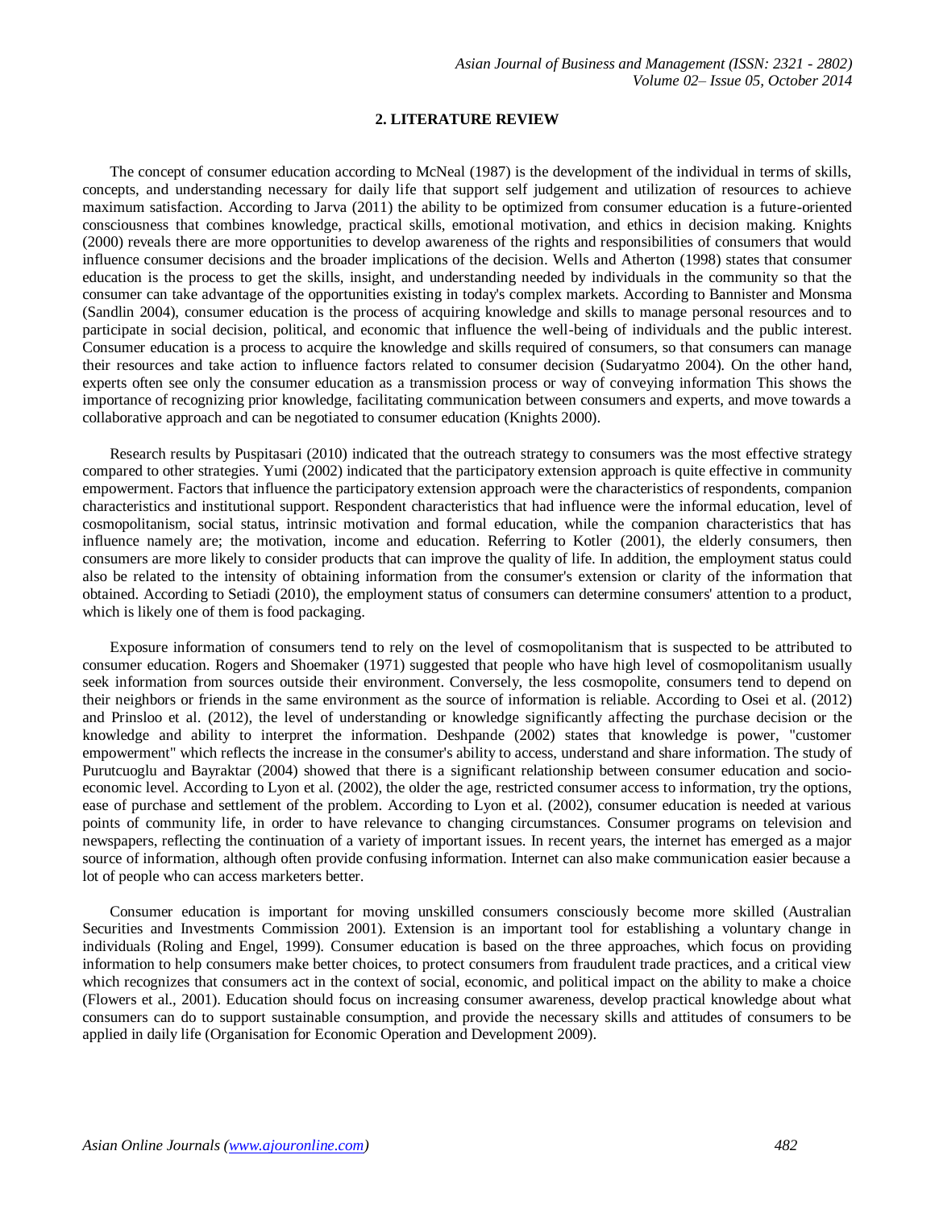## 2. LITERATURE REVIEW

The concept of consumer education according to McNeal (1987) is the development of the individual in terms of skills, concepts, and understanding necessary for daily life that support self judgement and utilization of resources to achieve maximum satisfaction. According to Jarva (2011) the ability to be optimized from consumer education is a future-oriented consciousness that combines knowledge, practical skills, emotional motivation, and ethics in decision making. Knights (2000) reveals there are more opportunities to develop awareness of the rights and responsibilities of consumers that would influence consumer decisions and the broader implications of the decision. Wells and Atherton (1998) states that consumer education is the process to get the skills, insight, and understanding needed by individuals in the community so that the consumer can take advantage of the opportunities existing in today's complex markets. According to Bannister and Monsma (Sandlin 2004), consumer education is the process of acquiring knowledge and skills to manage personal resources and to participate in social decision, political, and economic that influence the well-being of individuals and the public interest. Consumer education is a process to acquire the knowledge and skills required of consumers, so that consumers can manage their resources and take action to influence factors related to consumer decision (Sudaryatmo 2004). On the other hand, experts often see only the consumer education as a transmission process or way of conveying information This shows the importance of recognizing prior knowledge, facilitating communication between consumers and experts, and move towards a collaborative approach and can be negotiated to consumer education (Knights 2000).

Research results by Puspitasari (2010) indicated that the outreach strategy to consumers was the most effective strategy compared to other strategies. Yumi (2002) indicated that the participatory extension approach is quite effective in community empowerment. Factors that influence the participatory extension approach were the characteristics of respondents, companion characteristics and institutional support. Respondent characteristics that had influence were the informal education, level of cosmopolitanism, social status, intrinsic motivation and formal education, while the companion characteristics that has influence namely are; the motivation, income and education. Referring to Kotler (2001), the elderly consumers, then consumers are more likely to consider products that can improve the quality of life. In addition, the employment status could also be related to the intensity of obtaining information from the consumer's extension or clarity of the information that obtained. According to Setiadi (2010), the employment status of consumers can determine consumers' attention to a product, which is likely one of them is food packaging.

Exposure information of consumers tend to rely on the level of cosmopolitanism that is suspected to be attributed to consumer education. Rogers and Shoemaker (1971) suggested that people who have high level of cosmopolitanism usually seek information from sources outside their environment. Conversely, the less cosmopolite, consumers tend to depend on their neighbors or friends in the same environment as the source of information is reliable. According to Osei et al. (2012) and Prinsloo et al. (2012), the level of understanding or knowledge significantly affecting the purchase decision or the knowledge and ability to interpret the information. Deshpande (2002) states that knowledge is power, "customer empowerment" which reflects the increase in the consumer's ability to access, understand and share information. The study of Purutcuoglu and Bayraktar (2004) showed that there is a significant relationship between consumer education and socio-economic level. According to Lyon et al. (2002), the older the age, restricted consumer access to information, try the options, ease of purchase and settlement of the problem. According to Lyon et al. (2002), consumer education is needed at various points of community life, in order to have relevance to changing circumstances. Consumer programs on television and newspapers, reflecting the continuation of a variety of important issues. In recent years, the internet has emerged as a major source of information, although often provide confusing information. Internet can also make communication easier because a lot of people who can access marketers better.

Consumer education is important for moving unskilled consumers consciously become more skilled (Australian Securities and Investments Commission 2001). Extension is an important tool for establishing a voluntary change in individuals (Roling and Engel, 1999). Consumer education is based on the three approaches, which focus on providing information to help consumers make better choices, to protect consumers from fraudulent trade practices, and a critical view which recognizes that consumers act in the context of social, economic, and political impact on the ability to make a choice (Flowers et al., 2001). Education should focus on increasing consumer awareness, develop practical knowledge about what consumers can do to support sustainable consumption, and provide the necessary skills and attitudes of consumers to be applied in daily life (Organisation for Economic Operation and Development 2009).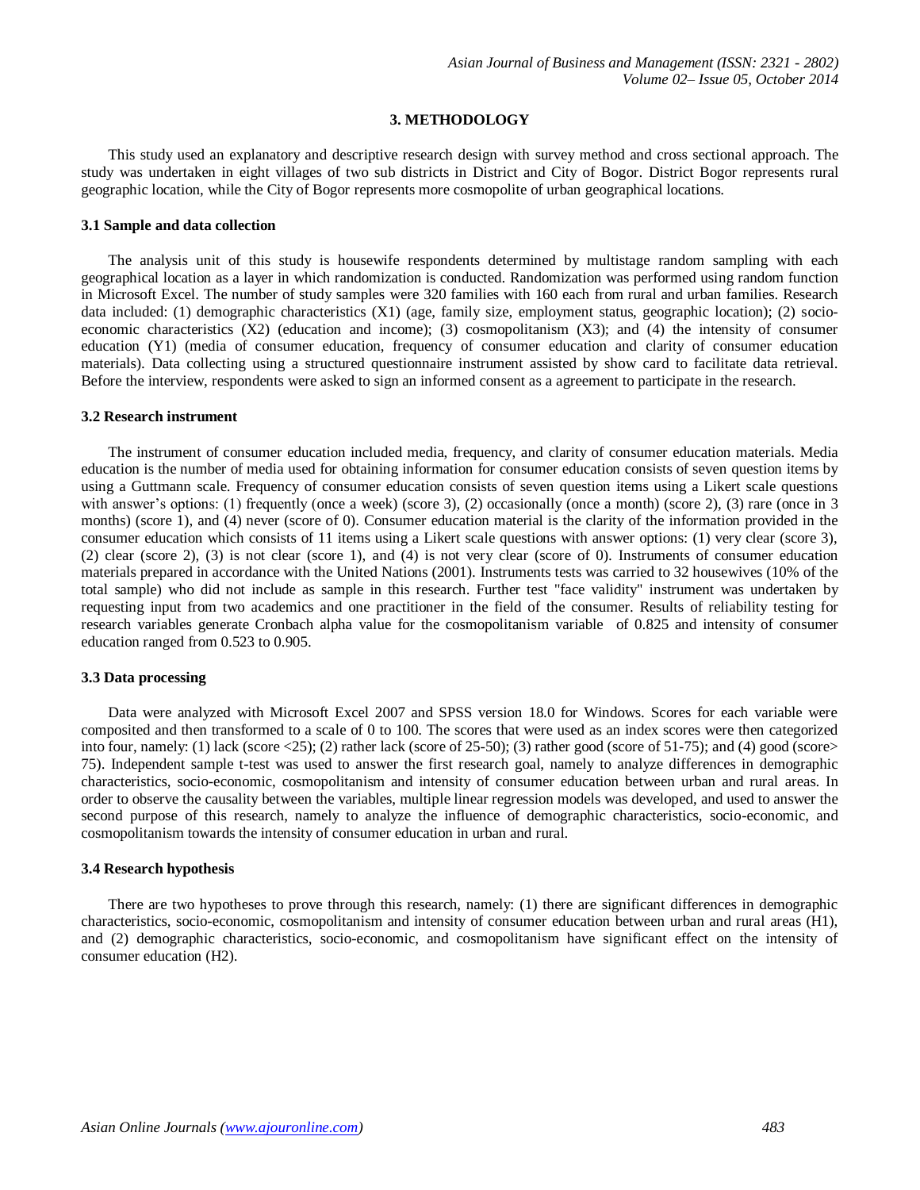## 3. METHODOLOGY

This study used an explanatory and descriptive research design with survey method and cross sectional approach. The study was undertaken in eight villages of two sub districts in District and City of Bogor. District Bogor represents rural geographic location, while the City of Bogor represents more cosmopolite of urban geographical locations.

### 3.1 Sample and data collection

The analysis unit of this study is housewife respondents determined by multistage random sampling with each geographical location as a layer in which randomization is conducted. Randomization was performed using random function in Microsoft Excel. The number of study samples were 320 families with 160 each from rural and urban families. Research data included: (1) demographic characteristics (X1) (age, family size, employment status, geographic location); (2) socio-economic characteristics (X2) (education and income); (3) cosmopolitanism (X3); and (4) the intensity of consumer education (Y1) (media of consumer education, frequency of consumer education and clarity of consumer education materials). Data collecting using a structured questionnaire instrument assisted by show card to facilitate data retrieval. Before the interview, respondents were asked to sign an informed consent as a agreement to participate in the research.

### 3.2 Research instrument

The instrument of consumer education included media, frequency, and clarity of consumer education materials. Media education is the number of media used for obtaining information for consumer education consists of seven question items by using a Guttmann scale. Frequency of consumer education consists of seven question items using a Likert scale questions with answer's options: (1) frequently (once a week) (score 3), (2) occasionally (once a month) (score 2), (3) rare (once in 3 months) (score 1), and (4) never (score of 0). Consumer education material is the clarity of the information provided in the consumer education which consists of 11 items using a Likert scale questions with answer options: (1) very clear (score 3), (2) clear (score 2), (3) is not clear (score 1), and (4) is not very clear (score of 0). Instruments of consumer education materials prepared in accordance with the United Nations (2001). Instruments tests was carried to 32 housewives (10% of the total sample) who did not include as sample in this research. Further test "face validity" instrument was undertaken by requesting input from two academics and one practitioner in the field of the consumer. Results of reliability testing for research variables generate Cronbach alpha value for the cosmopolitanism variable of 0.825 and intensity of consumer education ranged from 0.523 to 0.905.

### 3.3 Data processing

Data were analyzed with Microsoft Excel 2007 and SPSS version 18.0 for Windows. Scores for each variable were composited and then transformed to a scale of 0 to 100. The scores that were used as an index scores were then categorized into four, namely: (1) lack (score <25); (2) rather lack (score of 25-50); (3) rather good (score of 51-75); and (4) good (score> 75). Independent sample t-test was used to answer the first research goal, namely to analyze differences in demographic characteristics, socio-economic, cosmopolitanism and intensity of consumer education between urban and rural areas. In order to observe the causality between the variables, multiple linear regression models was developed, and used to answer the second purpose of this research, namely to analyze the influence of demographic characteristics, socio-economic, and cosmopolitanism towards the intensity of consumer education in urban and rural.

### 3.4 Research hypothesis

There are two hypotheses to prove through this research, namely: (1) there are significant differences in demographic characteristics, socio-economic, cosmopolitanism and intensity of consumer education between urban and rural areas (H1), and (2) demographic characteristics, socio-economic, and cosmopolitanism have significant effect on the intensity of consumer education (H2).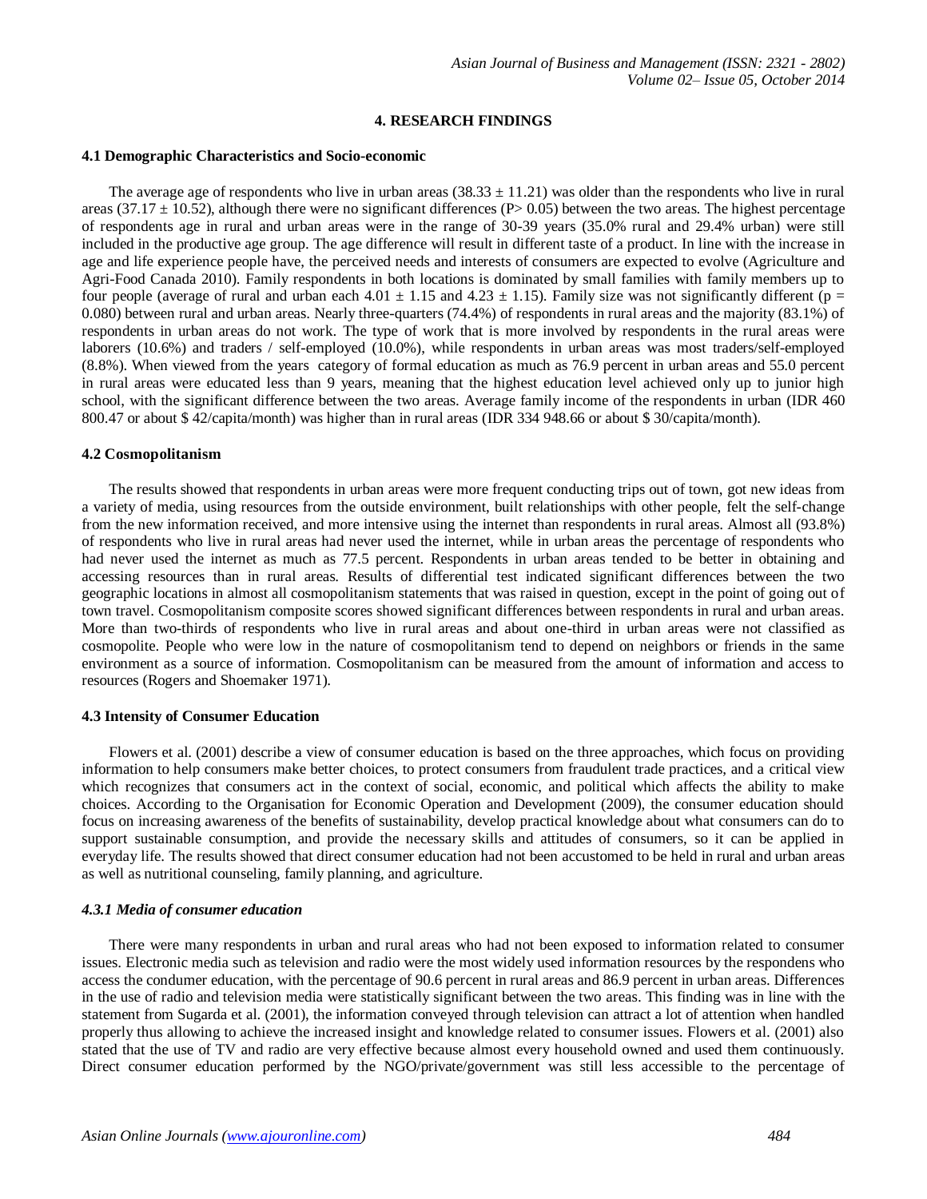## 4. RESEARCH FINDINGS

### 4.1 Demographic Characteristics and Socio-economic

The average age of respondents who live in urban areas ($38.33 \pm 11.21$) was older than the respondents who live in rural areas ($37.17 \pm 10.52$), although there were no significant differences ($P > 0.05$) between the two areas. The highest percentage of respondents age in rural and urban areas were in the range of 30-39 years (35.0% rural and 29.4% urban) were still included in the productive age group. The age difference will result in different taste of a product. In line with the increase in age and life experience people have, the perceived needs and interests of consumers are expected to evolve (Agriculture and Agri-Food Canada 2010). Family respondents in both locations is dominated by small families with family members up to four people (average of rural and urban each $4.01 \pm 1.15$ and $4.23 \pm 1.15$). Family size was not significantly different ($p = 0.080$) between rural and urban areas. Nearly three-quarters (74.4%) of respondents in rural areas and the majority (83.1%) of respondents in urban areas do not work. The type of work that is more involved by respondents in the rural areas were laborers (10.6%) and traders / self-employed (10.0%), while respondents in urban areas was most traders/self-employed (8.8%). When viewed from the years category of formal education as much as 76.9 percent in urban areas and 55.0 percent in rural areas were educated less than 9 years, meaning that the highest education level achieved only up to junior high school, with the significant difference between the two areas. Average family income of the respondents in urban (IDR 460 800.47 or about $ 42/capita/month) was higher than in rural areas (IDR 334 948.66 or about $ 30/capita/month).

### 4.2 Cosmopolitanism

The results showed that respondents in urban areas were more frequent conducting trips out of town, got new ideas from a variety of media, using resources from the outside environment, built relationships with other people, felt the self-change from the new information received, and more intensive using the internet than respondents in rural areas. Almost all (93.8%) of respondents who live in rural areas had never used the internet, while in urban areas the percentage of respondents who had never used the internet as much as 77.5 percent. Respondents in urban areas tended to be better in obtaining and accessing resources than in rural areas. Results of differential test indicated significant differences between the two geographic locations in almost all cosmopolitanism statements that was raised in question, except in the point of going out of town travel. Cosmopolitanism composite scores showed significant differences between respondents in rural and urban areas. More than two-thirds of respondents who live in rural areas and about one-third in urban areas were not classified as cosmopolite. People who were low in the nature of cosmopolitanism tend to depend on neighbors or friends in the same environment as a source of information. Cosmopolitanism can be measured from the amount of information and access to resources (Rogers and Shoemaker 1971).

### 4.3 Intensity of Consumer Education

Flowers et al. (2001) describe a view of consumer education is based on the three approaches, which focus on providing information to help consumers make better choices, to protect consumers from fraudulent trade practices, and a critical view which recognizes that consumers act in the context of social, economic, and political which affects the ability to make choices. According to the Organisation for Economic Operation and Development (2009), the consumer education should focus on increasing awareness of the benefits of sustainability, develop practical knowledge about what consumers can do to support sustainable consumption, and provide the necessary skills and attitudes of consumers, so it can be applied in everyday life. The results showed that direct consumer education had not been accustomed to be held in rural and urban areas as well as nutritional counseling, family planning, and agriculture.

#### *4.3.1 Media of consumer education*

There were many respondents in urban and rural areas who had not been exposed to information related to consumer issues. Electronic media such as television and radio were the most widely used information resources by the respondens who access the condumer education, with the percentage of 90.6 percent in rural areas and 86.9 percent in urban areas. Differences in the use of radio and television media were statistically significant between the two areas. This finding was in line with the statement from Sugarda et al. (2001), the information conveyed through television can attract a lot of attention when handled properly thus allowing to achieve the increased insight and knowledge related to consumer issues. Flowers et al. (2001) also stated that the use of TV and radio are very effective because almost every household owned and used them continuously. Direct consumer education performed by the NGO/private/government was still less accessible to the percentage of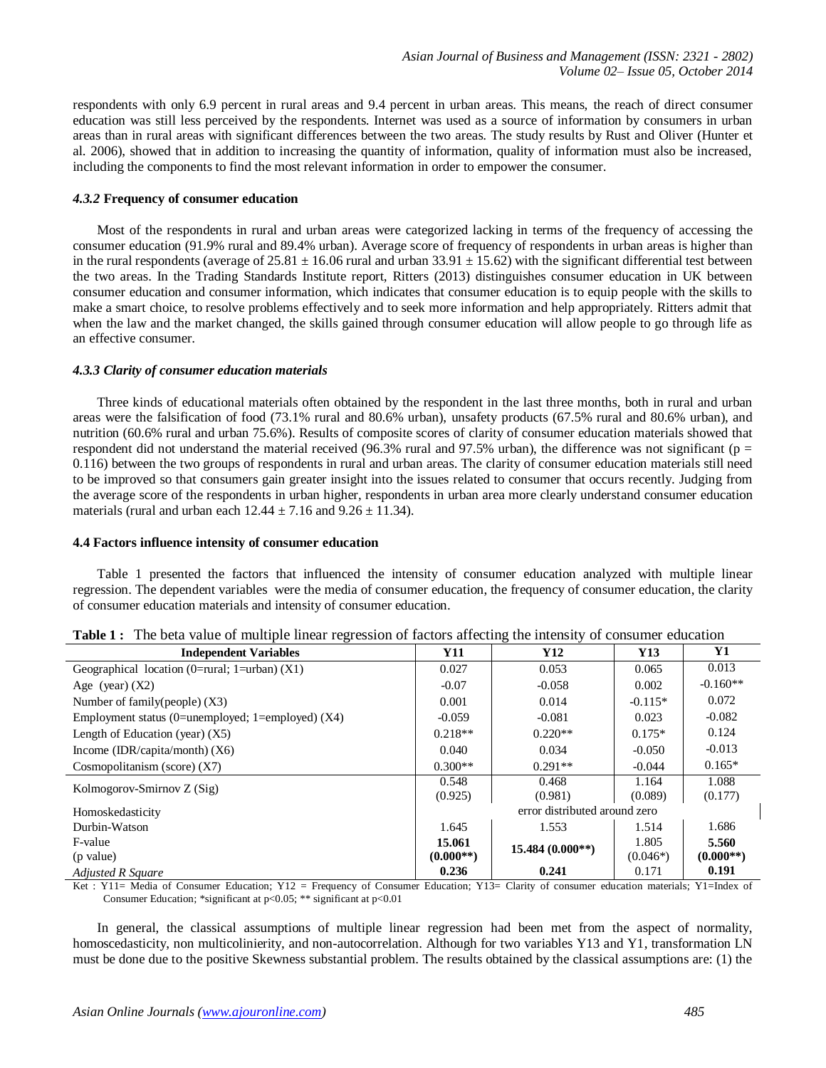respondents with only 6.9 percent in rural areas and 9.4 percent in urban areas. This means, the reach of direct consumer education was still less perceived by the respondents. Internet was used as a source of information by consumers in urban areas than in rural areas with significant differences between the two areas. The study results by Rust and Oliver (Hunter et al. 2006), showed that in addition to increasing the quantity of information, quality of information must also be increased, including the components to find the most relevant information in order to empower the consumer.

#### *4.3.2* Frequency of consumer education

Most of the respondents in rural and urban areas were categorized lacking in terms of the frequency of accessing the consumer education (91.9% rural and 89.4% urban). Average score of frequency of respondents in urban areas is higher than in the rural respondents (average of $25.81 \pm 16.06$ rural and urban $33.91 \pm 15.62$) with the significant differential test between the two areas. In the Trading Standards Institute report, Ritters (2013) distinguishes consumer education in UK between consumer education and consumer information, which indicates that consumer education is to equip people with the skills to make a smart choice, to resolve problems effectively and to seek more information and help appropriately. Ritters admit that when the law and the market changed, the skills gained through consumer education will allow people to go through life as an effective consumer.

#### *4.3.3 Clarity of consumer education materials*

Three kinds of educational materials often obtained by the respondent in the last three months, both in rural and urban areas were the falsification of food (73.1% rural and 80.6% urban), unsafety products (67.5% rural and 80.6% urban), and nutrition (60.6% rural and urban 75.6%). Results of composite scores of clarity of consumer education materials showed that respondent did not understand the material received (96.3% rural and 97.5% urban), the difference was not significant ($p = 0.116$) between the two groups of respondents in rural and urban areas. The clarity of consumer education materials still need to be improved so that consumers gain greater insight into the issues related to consumer that occurs recently. Judging from the average score of the respondents in urban higher, respondents in urban area more clearly understand consumer education materials (rural and urban each $12.44 \pm 7.16$ and $9.26 \pm 11.34$).

### 4.4 Factors influence intensity of consumer education

Table 1 presented the factors that influenced the intensity of consumer education analyzed with multiple linear regression. The dependent variables were the media of consumer education, the frequency of consumer education, the clarity of consumer education materials and intensity of consumer education.

**Table 1 :** The beta value of multiple linear regression of factors affecting the intensity of consumer education

| Independent Variables | Y11 | Y12 | Y13 | Y1 |
|---|---|---|---|---|
| Geographical location (0=rural; 1=urban) (X1) | 0.027 | 0.053 | 0.065 | 0.013 |
| Age (year) (X2) | -0.07 | -0.058 | 0.002 | -0.160** |
| Number of family(people) (X3) | 0.001 | 0.014 | -0.115* | 0.072 |
| Employment status (0=unemployed; 1=employed) (X4) | -0.059 | -0.081 | 0.023 | -0.082 |
| Length of Education (year) (X5) | 0.218** | 0.220** | 0.175* | 0.124 |
| Income (IDR/capita/month) (X6) | 0.040 | 0.034 | -0.050 | -0.013 |
| Cosmopolitanism (score) (X7) | 0.300** | 0.291** | -0.044 | 0.165* |
| Kolmogorov-Smirnov Z (Sig) | 0.548 (0.925) | 0.468 (0.981) | 1.164 (0.089) | 1.088 (0.177) |
| Homoskedasticity | error distributed around zero | | | |
| Durbin-Watson | 1.645 | 1.553 | 1.514 | 1.686 |
| F-value (p value) | **15.061 (0.000**)** | **15.484 (0.000**)** | 1.805 (0.046*) | **5.560 (0.000**)** |
| *Adjusted R Square* | **0.236** | **0.241** | 0.171 | **0.191** |

Ket : Y11= Media of Consumer Education; Y12 = Frequency of Consumer Education; Y13= Clarity of consumer education materials; Y1=Index of Consumer Education; *significant at $p<0.05$; ** significant at $p<0.01$

In general, the classical assumptions of multiple linear regression had been met from the aspect of normality, homoscedasticity, non multicolinierity, and non-autocorrelation. Although for two variables Y13 and Y1, transformation LN must be done due to the positive Skewness substantial problem. The results obtained by the classical assumptions are: (1) the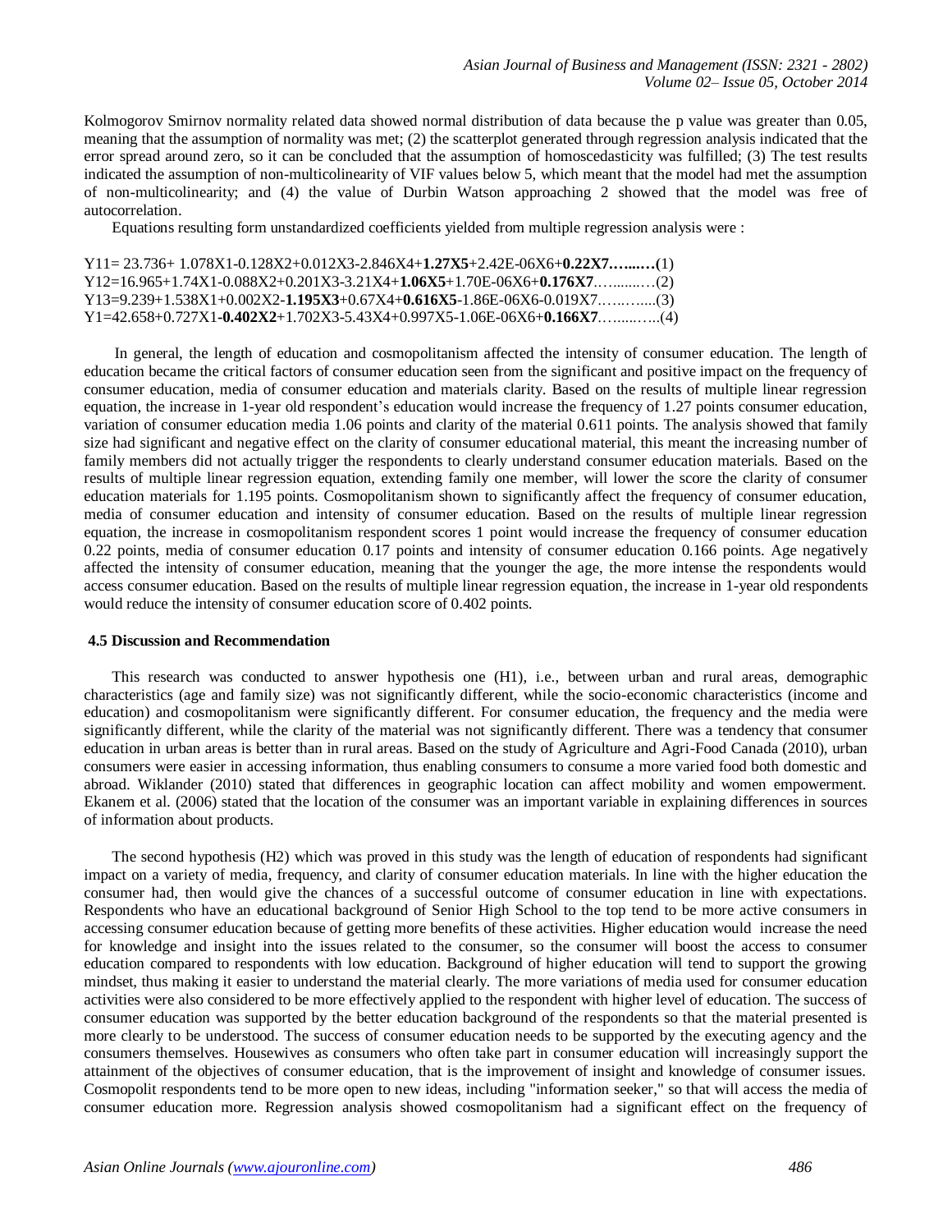Kolmogorov Smirnov normality related data showed normal distribution of data because the p value was greater than 0.05, meaning that the assumption of normality was met; (2) the scatterplot generated through regression analysis indicated that the error spread around zero, so it can be concluded that the assumption of homoscedasticity was fulfilled; (3) The test results indicated the assumption of non-multicolinearity of VIF values below 5, which meant that the model had met the assumption of non-multicolinearity; and (4) the value of Durbin Watson approaching 2 showed that the model was free of autocorrelation.

Equations resulting form unstandardized coefficients yielded from multiple regression analysis were :

$$Y11= 23.736+ 1.078X1-0.128X2+0.012X3-2.846X4+\mathbf{1.27X5}+2.42E\text{-}06X6+\mathbf{0.22X7} \quad (1)$$

$$Y12=16.965+1.74X1-0.088X2+0.201X3-3.21X4+\mathbf{1.06X5}+1.70E\text{-}06X6+\mathbf{0.176X7} \quad (2)$$

$$Y13=9.239+1.538X1+0.002X2-\mathbf{1.195X3}+0.67X4+\mathbf{0.616X5}-1.86E\text{-}06X6-0.019X7 \quad (3)$$

$$Y1=42.658+0.727X1-\mathbf{0.402X2}+1.702X3-5.43X4+0.997X5-1.06E\text{-}06X6+\mathbf{0.166X7} \quad (4)$$

In general, the length of education and cosmopolitanism affected the intensity of consumer education. The length of education became the critical factors of consumer education seen from the significant and positive impact on the frequency of consumer education, media of consumer education and materials clarity. Based on the results of multiple linear regression equation, the increase in 1-year old respondent's education would increase the frequency of 1.27 points consumer education, variation of consumer education media 1.06 points and clarity of the material 0.611 points. The analysis showed that family size had significant and negative effect on the clarity of consumer educational material, this meant the increasing number of family members did not actually trigger the respondents to clearly understand consumer education materials. Based on the results of multiple linear regression equation, extending family one member, will lower the score the clarity of consumer education materials for 1.195 points. Cosmopolitanism shown to significantly affect the frequency of consumer education, media of consumer education and intensity of consumer education. Based on the results of multiple linear regression equation, the increase in cosmopolitanism respondent scores 1 point would increase the frequency of consumer education 0.22 points, media of consumer education 0.17 points and intensity of consumer education 0.166 points. Age negatively affected the intensity of consumer education, meaning that the younger the age, the more intense the respondents would access consumer education. Based on the results of multiple linear regression equation, the increase in 1-year old respondents would reduce the intensity of consumer education score of 0.402 points.

### 4.5 Discussion and Recommendation

This research was conducted to answer hypothesis one (H1), i.e., between urban and rural areas, demographic characteristics (age and family size) was not significantly different, while the socio-economic characteristics (income and education) and cosmopolitanism were significantly different. For consumer education, the frequency and the media were significantly different, while the clarity of the material was not significantly different. There was a tendency that consumer education in urban areas is better than in rural areas. Based on the study of Agriculture and Agri-Food Canada (2010), urban consumers were easier in accessing information, thus enabling consumers to consume a more varied food both domestic and abroad. Wiklander (2010) stated that differences in geographic location can affect mobility and women empowerment. Ekanem et al. (2006) stated that the location of the consumer was an important variable in explaining differences in sources of information about products.

The second hypothesis (H2) which was proved in this study was the length of education of respondents had significant impact on a variety of media, frequency, and clarity of consumer education materials. In line with the higher education the consumer had, then would give the chances of a successful outcome of consumer education in line with expectations. Respondents who have an educational background of Senior High School to the top tend to be more active consumers in accessing consumer education because of getting more benefits of these activities. Higher education would increase the need for knowledge and insight into the issues related to the consumer, so the consumer will boost the access to consumer education compared to respondents with low education. Background of higher education will tend to support the growing mindset, thus making it easier to understand the material clearly. The more variations of media used for consumer education activities were also considered to be more effectively applied to the respondent with higher level of education. The success of consumer education was supported by the better education background of the respondents so that the material presented is more clearly to be understood. The success of consumer education needs to be supported by the executing agency and the consumers themselves. Housewives as consumers who often take part in consumer education will increasingly support the attainment of the objectives of consumer education, that is the improvement of insight and knowledge of consumer issues. Cosmopolit respondents tend to be more open to new ideas, including "information seeker," so that will access the media of consumer education more. Regression analysis showed cosmopolitanism had a significant effect on the frequency of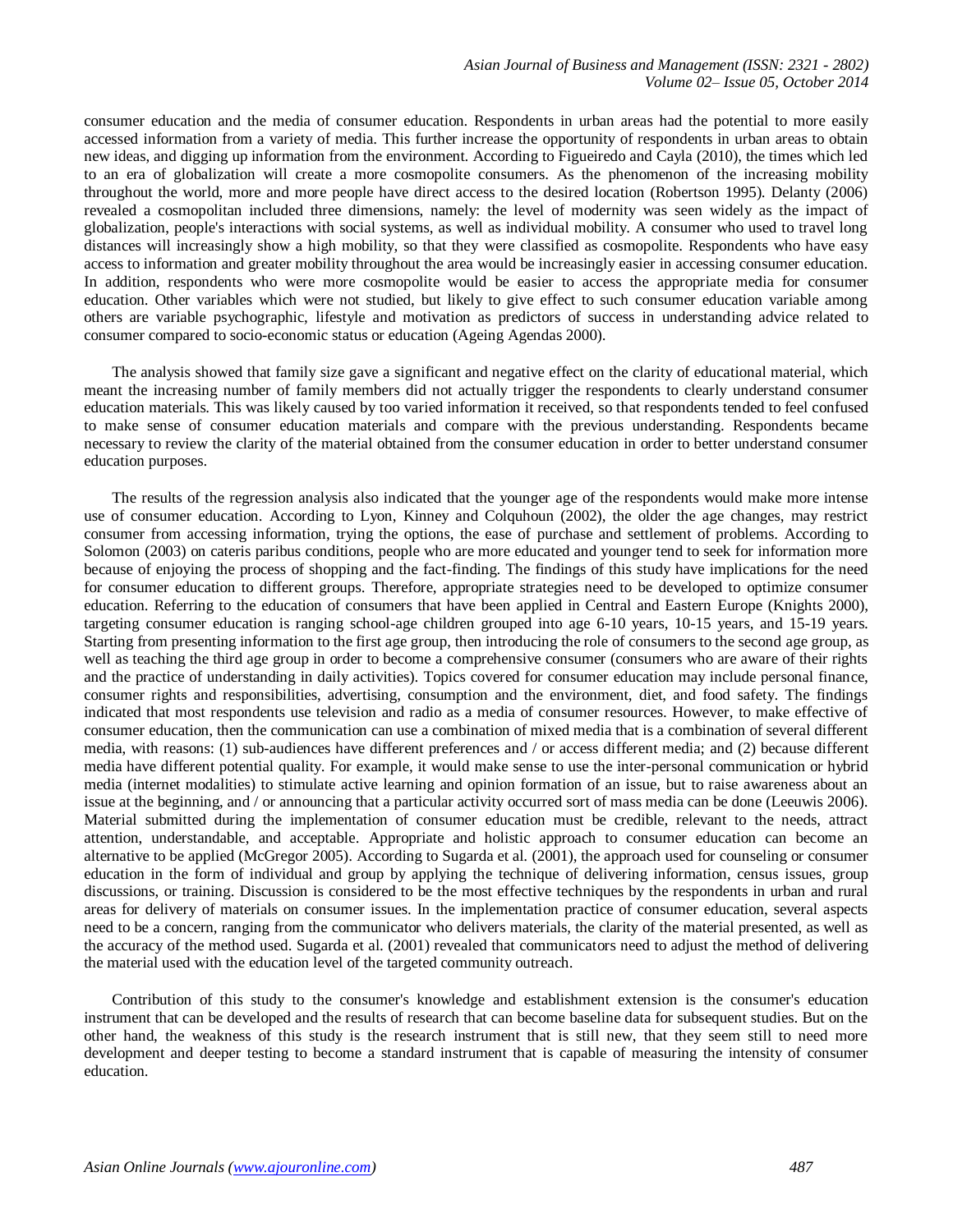consumer education and the media of consumer education. Respondents in urban areas had the potential to more easily accessed information from a variety of media. This further increase the opportunity of respondents in urban areas to obtain new ideas, and digging up information from the environment. According to Figueiredo and Cayla (2010), the times which led to an era of globalization will create a more cosmopolite consumers. As the phenomenon of the increasing mobility throughout the world, more and more people have direct access to the desired location (Robertson 1995). Delanty (2006) revealed a cosmopolitan included three dimensions, namely: the level of modernity was seen widely as the impact of globalization, people's interactions with social systems, as well as individual mobility. A consumer who used to travel long distances will increasingly show a high mobility, so that they were classified as cosmopolite. Respondents who have easy access to information and greater mobility throughout the area would be increasingly easier in accessing consumer education. In addition, respondents who were more cosmopolite would be easier to access the appropriate media for consumer education. Other variables which were not studied, but likely to give effect to such consumer education variable among others are variable psychographic, lifestyle and motivation as predictors of success in understanding advice related to consumer compared to socio-economic status or education (Ageing Agendas 2000).

The analysis showed that family size gave a significant and negative effect on the clarity of educational material, which meant the increasing number of family members did not actually trigger the respondents to clearly understand consumer education materials. This was likely caused by too varied information it received, so that respondents tended to feel confused to make sense of consumer education materials and compare with the previous understanding. Respondents became necessary to review the clarity of the material obtained from the consumer education in order to better understand consumer education purposes.

The results of the regression analysis also indicated that the younger age of the respondents would make more intense use of consumer education. According to Lyon, Kinney and Colquhoun (2002), the older the age changes, may restrict consumer from accessing information, trying the options, the ease of purchase and settlement of problems. According to Solomon (2003) on cateris paribus conditions, people who are more educated and younger tend to seek for information more because of enjoying the process of shopping and the fact-finding. The findings of this study have implications for the need for consumer education to different groups. Therefore, appropriate strategies need to be developed to optimize consumer education. Referring to the education of consumers that have been applied in Central and Eastern Europe (Knights 2000), targeting consumer education is ranging school-age children grouped into age 6-10 years, 10-15 years, and 15-19 years. Starting from presenting information to the first age group, then introducing the role of consumers to the second age group, as well as teaching the third age group in order to become a comprehensive consumer (consumers who are aware of their rights and the practice of understanding in daily activities). Topics covered for consumer education may include personal finance, consumer rights and responsibilities, advertising, consumption and the environment, diet, and food safety. The findings indicated that most respondents use television and radio as a media of consumer resources. However, to make effective of consumer education, then the communication can use a combination of mixed media that is a combination of several different media, with reasons: (1) sub-audiences have different preferences and / or access different media; and (2) because different media have different potential quality. For example, it would make sense to use the inter-personal communication or hybrid media (internet modalities) to stimulate active learning and opinion formation of an issue, but to raise awareness about an issue at the beginning, and / or announcing that a particular activity occurred sort of mass media can be done (Leeuwis 2006). Material submitted during the implementation of consumer education must be credible, relevant to the needs, attract attention, understandable, and acceptable. Appropriate and holistic approach to consumer education can become an alternative to be applied (McGregor 2005). According to Sugarda et al. (2001), the approach used for counseling or consumer education in the form of individual and group by applying the technique of delivering information, census issues, group discussions, or training. Discussion is considered to be the most effective techniques by the respondents in urban and rural areas for delivery of materials on consumer issues. In the implementation practice of consumer education, several aspects need to be a concern, ranging from the communicator who delivers materials, the clarity of the material presented, as well as the accuracy of the method used. Sugarda et al. (2001) revealed that communicators need to adjust the method of delivering the material used with the education level of the targeted community outreach.

Contribution of this study to the consumer's knowledge and establishment extension is the consumer's education instrument that can be developed and the results of research that can become baseline data for subsequent studies. But on the other hand, the weakness of this study is the research instrument that is still new, that they seem still to need more development and deeper testing to become a standard instrument that is capable of measuring the intensity of consumer education.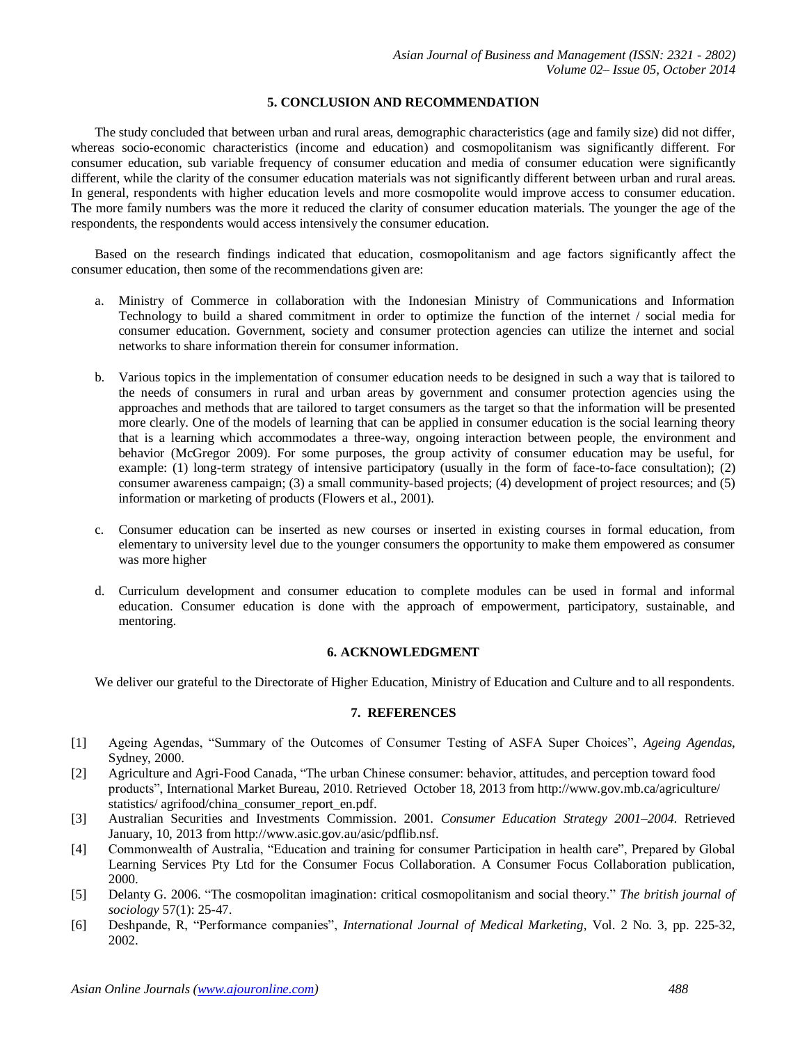## 5. CONCLUSION AND RECOMMENDATION

The study concluded that between urban and rural areas, demographic characteristics (age and family size) did not differ, whereas socio-economic characteristics (income and education) and cosmopolitanism was significantly different. For consumer education, sub variable frequency of consumer education and media of consumer education were significantly different, while the clarity of the consumer education materials was not significantly different between urban and rural areas. In general, respondents with higher education levels and more cosmopolite would improve access to consumer education. The more family numbers was the more it reduced the clarity of consumer education materials. The younger the age of the respondents, the respondents would access intensively the consumer education.

Based on the research findings indicated that education, cosmopolitanism and age factors significantly affect the consumer education, then some of the recommendations given are:

a. Ministry of Commerce in collaboration with the Indonesian Ministry of Communications and Information Technology to build a shared commitment in order to optimize the function of the internet / social media for consumer education. Government, society and consumer protection agencies can utilize the internet and social networks to share information therein for consumer information.

b. Various topics in the implementation of consumer education needs to be designed in such a way that is tailored to the needs of consumers in rural and urban areas by government and consumer protection agencies using the approaches and methods that are tailored to target consumers as the target so that the information will be presented more clearly. One of the models of learning that can be applied in consumer education is the social learning theory that is a learning which accommodates a three-way, ongoing interaction between people, the environment and behavior (McGregor 2009). For some purposes, the group activity of consumer education may be useful, for example: (1) long-term strategy of intensive participatory (usually in the form of face-to-face consultation); (2) consumer awareness campaign; (3) a small community-based projects; (4) development of project resources; and (5) information or marketing of products (Flowers et al., 2001).

c. Consumer education can be inserted as new courses or inserted in existing courses in formal education, from elementary to university level due to the younger consumers the opportunity to make them empowered as consumer was more higher

d. Curriculum development and consumer education to complete modules can be used in formal and informal education. Consumer education is done with the approach of empowerment, participatory, sustainable, and mentoring.

## 6. ACKNOWLEDGMENT

We deliver our grateful to the Directorate of Higher Education, Ministry of Education and Culture and to all respondents.

## 7. REFERENCES

[1] Ageing Agendas, "Summary of the Outcomes of Consumer Testing of ASFA Super Choices", *Ageing Agendas*, Sydney, 2000.

[2] Agriculture and Agri-Food Canada, "The urban Chinese consumer: behavior, attitudes, and perception toward food products", International Market Bureau, 2010. Retrieved October 18, 2013 from http://www.gov.mb.ca/agriculture/ statistics/ agrifood/china_consumer_report_en.pdf.

[3] Australian Securities and Investments Commission. 2001. *Consumer Education Strategy 2001–2004*. Retrieved January, 10, 2013 from http://www.asic.gov.au/asic/pdflib.nsf.

[4] Commonwealth of Australia, "Education and training for consumer Participation in health care", Prepared by Global Learning Services Pty Ltd for the Consumer Focus Collaboration. A Consumer Focus Collaboration publication, 2000.

[5] Delanty G. 2006. "The cosmopolitan imagination: critical cosmopolitanism and social theory." *The british journal of sociology* 57(1): 25-47.

[6] Deshpande, R, "Performance companies", *International Journal of Medical Marketing*, Vol. 2 No. 3, pp. 225-32, 2002.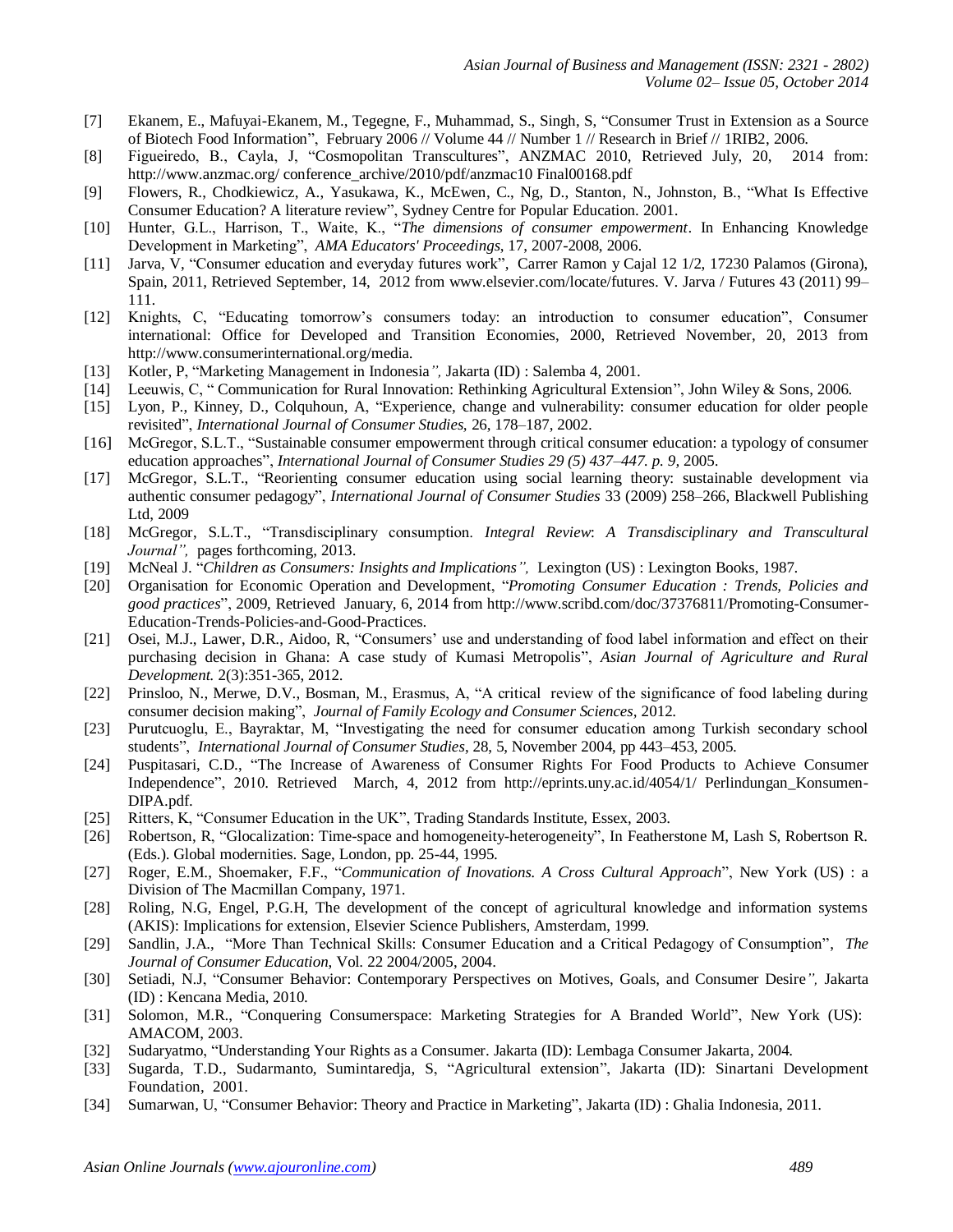[7] Ekanem, E., Mafuyai-Ekanem, M., Tegegne, F., Muhammad, S., Singh, S, "Consumer Trust in Extension as a Source of Biotech Food Information", February 2006 // Volume 44 // Number 1 // Research in Brief // 1RIB2, 2006.

[8] Figueiredo, B., Cayla, J, "Cosmopolitan Transcultures", ANZMAC 2010, Retrieved July, 20, 2014 from: http://www.anzmac.org/ conference_archive/2010/pdf/anzmac10 Final00168.pdf

[9] Flowers, R., Chodkiewicz, A., Yasukawa, K., McEwen, C., Ng, D., Stanton, N., Johnston, B., "What Is Effective Consumer Education? A literature review", Sydney Centre for Popular Education. 2001.

[10] Hunter, G.L., Harrison, T., Waite, K., "*The dimensions of consumer empowerment*. In Enhancing Knowledge Development in Marketing", *AMA Educators' Proceedings*, 17, 2007-2008, 2006.

[11] Jarva, V, "Consumer education and everyday futures work", Carrer Ramon y Cajal 12 1/2, 17230 Palamos (Girona), Spain, 2011, Retrieved September, 14, 2012 from www.elsevier.com/locate/futures. V. Jarva / Futures 43 (2011) 99–111.

[12] Knights, C, "Educating tomorrow's consumers today: an introduction to consumer education", Consumer international: Office for Developed and Transition Economies, 2000, Retrieved November, 20, 2013 from http://www.consumerinternational.org/media.

[13] Kotler, P, "Marketing Management in Indonesia*",* Jakarta (ID) : Salemba 4, 2001.

[14] Leeuwis, C, " Communication for Rural Innovation: Rethinking Agricultural Extension", John Wiley & Sons, 2006.

[15] Lyon, P., Kinney, D., Colquhoun, A, "Experience, change and vulnerability: consumer education for older people revisited", *International Journal of Consumer Studies,* 26, 178–187, 2002.

[16] McGregor, S.L.T., "Sustainable consumer empowerment through critical consumer education: a typology of consumer education approaches", *International Journal of Consumer Studies 29 (5) 437–447. p. 9,* 2005.

[17] McGregor, S.L.T., "Reorienting consumer education using social learning theory: sustainable development via authentic consumer pedagogy", *International Journal of Consumer Studies* 33 (2009) 258–266, Blackwell Publishing Ltd, 2009

[18] McGregor, S.L.T., "Transdisciplinary consumption. *Integral Review*: *A Transdisciplinary and Transcultural Journal",* pages forthcoming, 2013.

[19] McNeal J. "*Children as Consumers: Insights and Implications",* Lexington (US) : Lexington Books, 1987.

[20] Organisation for Economic Operation and Development, "*Promoting Consumer Education : Trends, Policies and good practices*", 2009, Retrieved January, 6, 2014 from http://www.scribd.com/doc/37376811/Promoting-Consumer-Education-Trends-Policies-and-Good-Practices.

[21] Osei, M.J., Lawer, D.R., Aidoo, R, "Consumers' use and understanding of food label information and effect on their purchasing decision in Ghana: A case study of Kumasi Metropolis", *Asian Journal of Agriculture and Rural Development.* 2(3):351-365, 2012.

[22] Prinsloo, N., Merwe, D.V., Bosman, M., Erasmus, A, "A critical review of the significance of food labeling during consumer decision making", *Journal of Family Ecology and Consumer Sciences,* 2012.

[23] Purutcuoglu, E., Bayraktar, M, "Investigating the need for consumer education among Turkish secondary school students", *International Journal of Consumer Studies*, 28, 5, November 2004, pp 443–453, 2005.

[24] Puspitasari, C.D., "The Increase of Awareness of Consumer Rights For Food Products to Achieve Consumer Independence", 2010. Retrieved March, 4, 2012 from http://eprints.uny.ac.id/4054/1/ Perlindungan_Konsumen-DIPA.pdf.

[25] Ritters, K, "Consumer Education in the UK", Trading Standards Institute, Essex, 2003.

[26] Robertson, R, "Glocalization: Time-space and homogeneity-heterogeneity", In Featherstone M, Lash S, Robertson R. (Eds.). Global modernities. Sage, London, pp. 25-44, 1995.

[27] Roger, E.M., Shoemaker, F.F., "*Communication of Inovations. A Cross Cultural Approach*", New York (US) : a Division of The Macmillan Company, 1971.

[28] Roling, N.G, Engel, P.G.H, The development of the concept of agricultural knowledge and information systems (AKIS): Implications for extension, Elsevier Science Publishers, Amsterdam, 1999.

[29] Sandlin, J.A., "More Than Technical Skills: Consumer Education and a Critical Pedagogy of Consumption", *The Journal of Consumer Education*, Vol. 22 2004/2005, 2004.

[30] Setiadi, N.J, "Consumer Behavior: Contemporary Perspectives on Motives, Goals, and Consumer Desire*",* Jakarta (ID) : Kencana Media, 2010.

[31] Solomon, M.R., "Conquering Consumerspace: Marketing Strategies for A Branded World", New York (US): AMACOM, 2003.

[32] Sudaryatmo, "Understanding Your Rights as a Consumer. Jakarta (ID): Lembaga Consumer Jakarta, 2004.

[33] Sugarda, T.D., Sudarmanto, Sumintaredja, S, "Agricultural extension", Jakarta (ID): Sinartani Development Foundation, 2001.

[34] Sumarwan, U, "Consumer Behavior: Theory and Practice in Marketing", Jakarta (ID) : Ghalia Indonesia, 2011.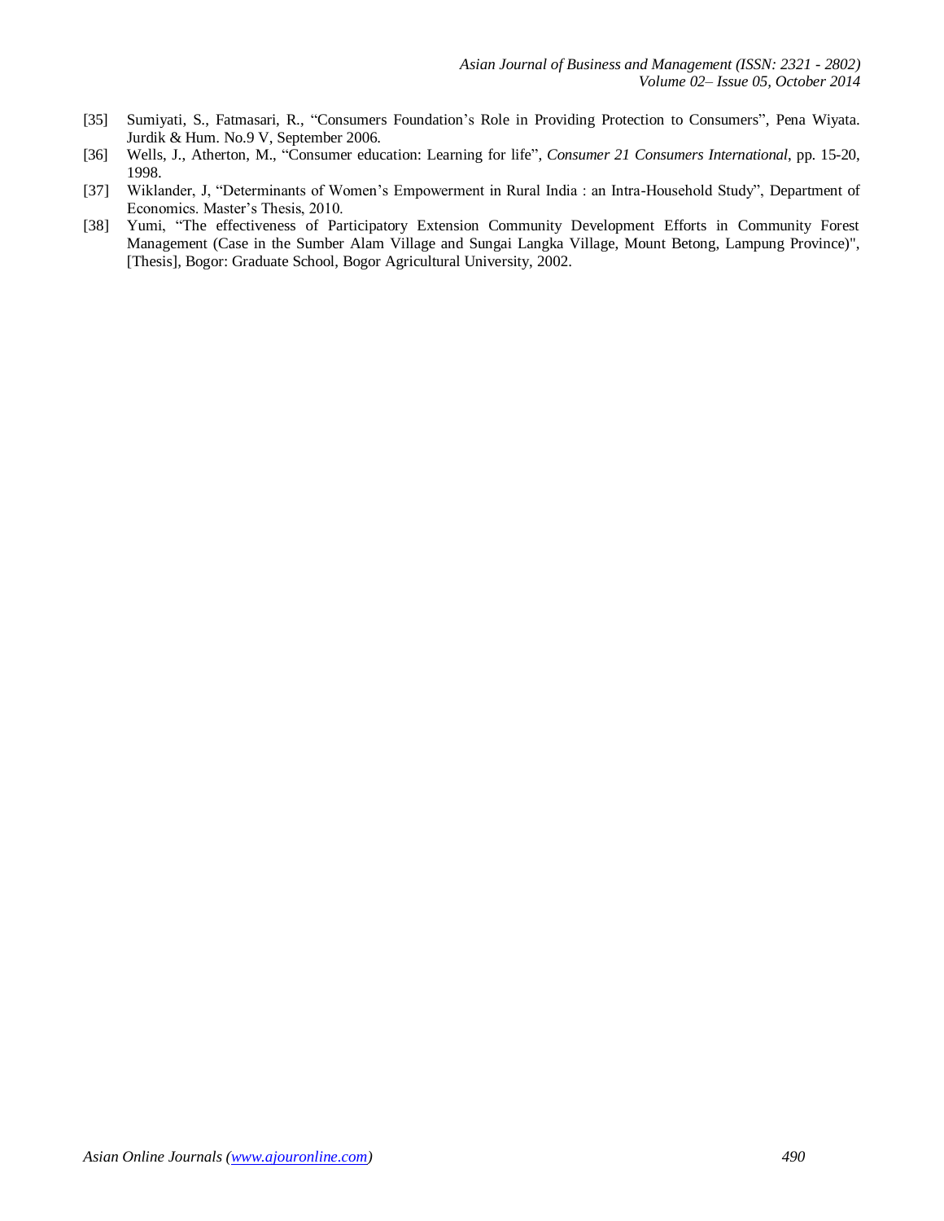[35] Sumiyati, S., Fatmasari, R., "Consumers Foundation's Role in Providing Protection to Consumers", Pena Wiyata. Jurdik & Hum. No.9 V, September 2006.

[36] Wells, J., Atherton, M., "Consumer education: Learning for life", *Consumer 21 Consumers International*, pp. 15-20, 1998.

[37] Wiklander, J, "Determinants of Women's Empowerment in Rural India : an Intra-Household Study", Department of Economics. Master's Thesis, 2010.

[38] Yumi, "The effectiveness of Participatory Extension Community Development Efforts in Community Forest Management (Case in the Sumber Alam Village and Sungai Langka Village, Mount Betong, Lampung Province)", [Thesis], Bogor: Graduate School, Bogor Agricultural University, 2002.